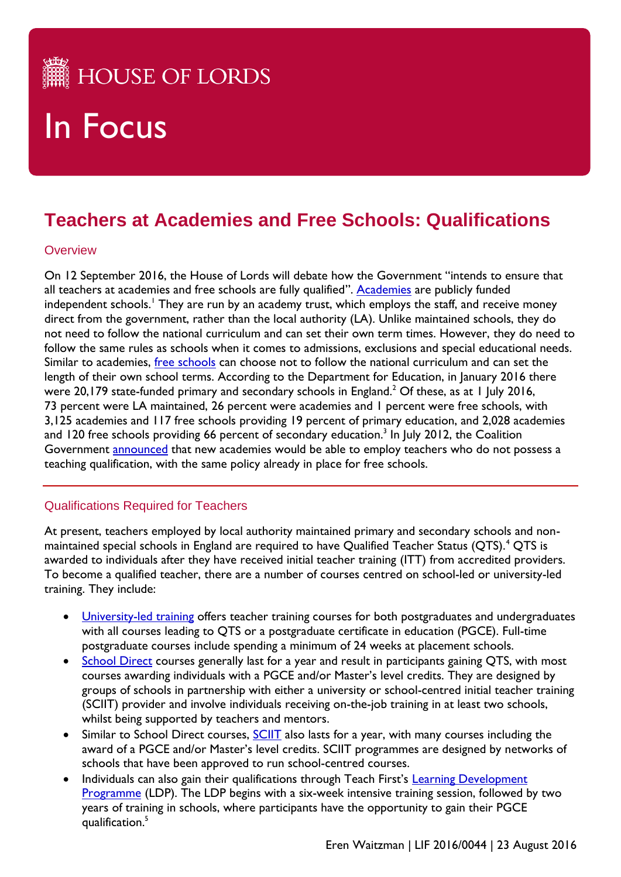HOUSE OF LORDS

# In Focus

## Teachers at Academies and Free Schools: Qualifications

### Overview

On 12 September 2016, the House of Lords will debate how the Government "intends to ensure that all teachers at academies and free schools are fully qualified". Academies are publicly funded independent schools.[1] They are run by an academy trust, which employs the staff, and receive money direct from the government, rather than the local authority (LA). Unlike maintained schools, they do not need to follow the national curriculum and can set their own term times. However, they do need to follow the same rules as schools when it comes to admissions, exclusions and special educational needs. Similar to academies, free schools can choose not to follow the national curriculum and can set the length of their own school terms. According to the Department for Education, in January 2016 there were 20,179 state-funded primary and secondary schools in England.[2] Of these, as at 1 July 2016, 73 percent were LA maintained, 26 percent were academies and 1 percent were free schools, with 3,125 academies and 117 free schools providing 19 percent of primary education, and 2,028 academies and 120 free schools providing 66 percent of secondary education.[3] In July 2012, the Coalition Government announced that new academies would be able to employ teachers who do not possess a teaching qualification, with the same policy already in place for free schools.

### Qualifications Required for Teachers

At present, teachers employed by local authority maintained primary and secondary schools and non-maintained special schools in England are required to have Qualified Teacher Status (QTS).[4] QTS is awarded to individuals after they have received initial teacher training (ITT) from accredited providers. To become a qualified teacher, there are a number of courses centred on school-led or university-led training. They include:

- University-led training offers teacher training courses for both postgraduates and undergraduates with all courses leading to QTS or a postgraduate certificate in education (PGCE). Full-time postgraduate courses include spending a minimum of 24 weeks at placement schools.
- School Direct courses generally last for a year and result in participants gaining QTS, with most courses awarding individuals with a PGCE and/or Master's level credits. They are designed by groups of schools in partnership with either a university or school-centred initial teacher training (SCIIT) provider and involve individuals receiving on-the-job training in at least two schools, whilst being supported by teachers and mentors.
- Similar to School Direct courses, SCIIT also lasts for a year, with many courses including the award of a PGCE and/or Master's level credits. SCIIT programmes are designed by networks of schools that have been approved to run school-centred courses.
- Individuals can also gain their qualifications through Teach First's Learning Development Programme (LDP). The LDP begins with a six-week intensive training session, followed by two years of training in schools, where participants have the opportunity to gain their PGCE qualification.[5]

Eren Waitzman | LIF 2016/0044 | 23 August 2016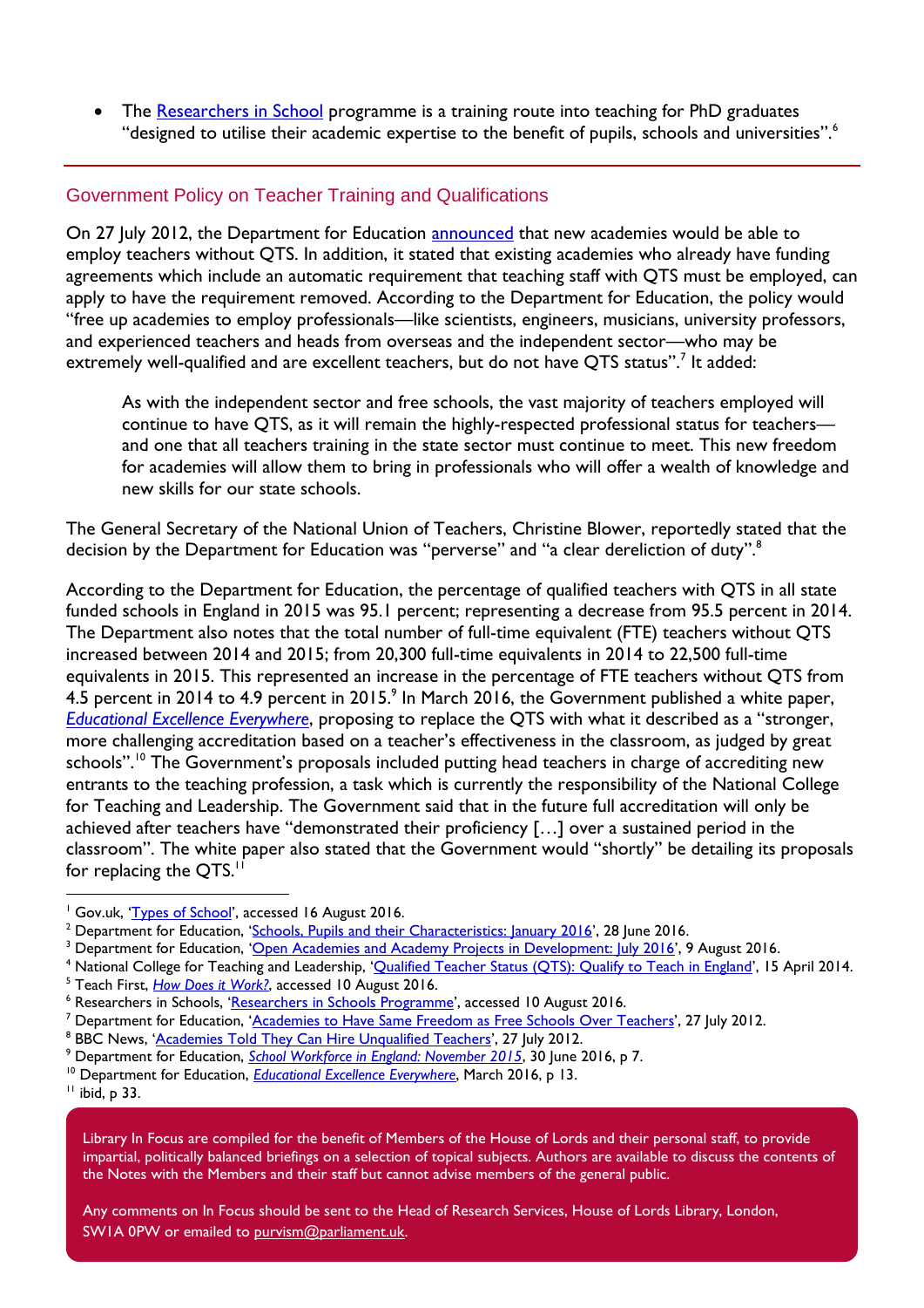- The Researchers in School programme is a training route into teaching for PhD graduates "designed to utilise their academic expertise to the benefit of pupils, schools and universities".[6]

## Government Policy on Teacher Training and Qualifications

On 27 July 2012, the Department for Education announced that new academies would be able to employ teachers without QTS. In addition, it stated that existing academies who already have funding agreements which include an automatic requirement that teaching staff with QTS must be employed, can apply to have the requirement removed. According to the Department for Education, the policy would "free up academies to employ professionals—like scientists, engineers, musicians, university professors, and experienced teachers and heads from overseas and the independent sector—who may be extremely well-qualified and are excellent teachers, but do not have QTS status".[7] It added:

> As with the independent sector and free schools, the vast majority of teachers employed will continue to have QTS, as it will remain the highly-respected professional status for teachers—and one that all teachers training in the state sector must continue to meet. This new freedom for academies will allow them to bring in professionals who will offer a wealth of knowledge and new skills for our state schools.

The General Secretary of the National Union of Teachers, Christine Blower, reportedly stated that the decision by the Department for Education was "perverse" and "a clear dereliction of duty".[8]

According to the Department for Education, the percentage of qualified teachers with QTS in all state funded schools in England in 2015 was 95.1 percent; representing a decrease from 95.5 percent in 2014. The Department also notes that the total number of full-time equivalent (FTE) teachers without QTS increased between 2014 and 2015; from 20,300 full-time equivalents in 2014 to 22,500 full-time equivalents in 2015. This represented an increase in the percentage of FTE teachers without QTS from 4.5 percent in 2014 to 4.9 percent in 2015.[9] In March 2016, the Government published a white paper, *Educational Excellence Everywhere*, proposing to replace the QTS with what it described as a "stronger, more challenging accreditation based on a teacher's effectiveness in the classroom, as judged by great schools".[10] The Government's proposals included putting head teachers in charge of accrediting new entrants to the teaching profession, a task which is currently the responsibility of the National College for Teaching and Leadership. The Government said that in the future full accreditation will only be achieved after teachers have "demonstrated their proficiency […] over a sustained period in the classroom". The white paper also stated that the Government would "shortly" be detailing its proposals for replacing the QTS.[11]

---

[1] Gov.uk, 'Types of School', accessed 16 August 2016.
[2] Department for Education, 'Schools, Pupils and their Characteristics: January 2016', 28 June 2016.
[3] Department for Education, 'Open Academies and Academy Projects in Development: July 2016', 9 August 2016.
[4] National College for Teaching and Leadership, 'Qualified Teacher Status (QTS): Qualify to Teach in England', 15 April 2014.
[5] Teach First, *How Does it Work?*, accessed 10 August 2016.
[6] Researchers in Schools, 'Researchers in Schools Programme', accessed 10 August 2016.
[7] Department for Education, 'Academies to Have Same Freedom as Free Schools Over Teachers', 27 July 2012.
[8] BBC News, 'Academies Told They Can Hire Unqualified Teachers', 27 July 2012.
[9] Department for Education, *School Workforce in England: November 2015*, 30 June 2016, p 7.
[10] Department for Education, *Educational Excellence Everywhere*, March 2016, p 13.
[11] ibid, p 33.

Library In Focus are compiled for the benefit of Members of the House of Lords and their personal staff, to provide impartial, politically balanced briefings on a selection of topical subjects. Authors are available to discuss the contents of the Notes with the Members and their staff but cannot advise members of the general public.

Any comments on In Focus should be sent to the Head of Research Services, House of Lords Library, London, SW1A 0PW or emailed to purvism@parliament.uk.